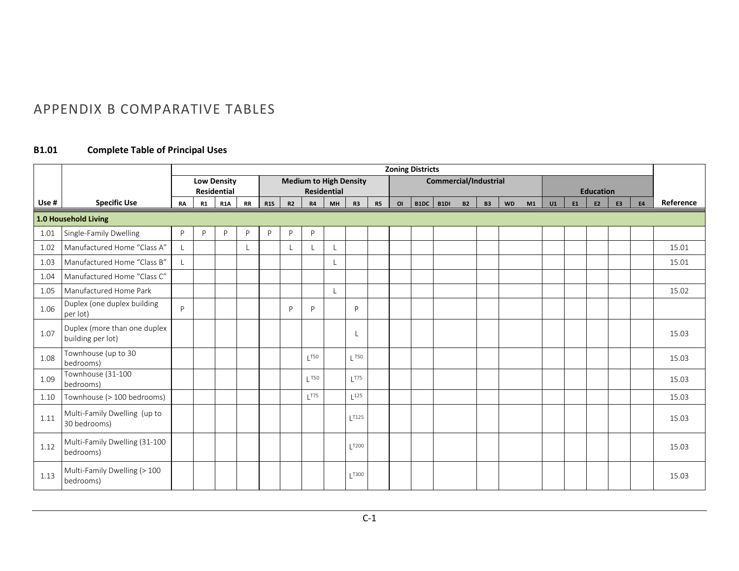# APPENDIX B COMPARATIVE TABLES

## B1.01 Complete Table of Principal Uses

| | | Zoning Districts | | | | | | | | | | | | | | | | | | | | | | |
|---|---|---|---|---|---|---|---|---|---|---|---|---|---|---|---|---|---|---|---|---|---|---|---|---|
| | | Low Density Residential | | | | Medium to High Density Residential | | | | | | Commercial/Industrial | | | | | | | Education | | | | | |
| Use # | Specific Use | RA | R1 | R1A | RR | R1S | R2 | R4 | MH | R3 | R5 | OI | B1DC | B1DI | B2 | B3 | WD | M1 | U1 | E1 | E2 | E3 | E4 | Reference |
| **1.0 Household Living** | | | | | | | | | | | | | | | | | | | | | | | | |
| 1.01 | Single-Family Dwelling | P | P | P | P | P | P | P | | | | | | | | | | | | | | | | |
| 1.02 | Manufactured Home "Class A" | L | | | L | | L | L | L | | | | | | | | | | | | | | | 15.01 |
| 1.03 | Manufactured Home "Class B" | L | | | | | | | L | | | | | | | | | | | | | | | 15.01 |
| 1.04 | Manufactured Home "Class C" | | | | | | | | | | | | | | | | | | | | | | | |
| 1.05 | Manufactured Home Park | | | | | | | | L | | | | | | | | | | | | | | | 15.02 |
| 1.06 | Duplex (one duplex building per lot) | P | | | | | P | P | | P | | | | | | | | | | | | | | |
| 1.07 | Duplex (more than one duplex building per lot) | | | | | | | | | L | | | | | | | | | | | | | | 15.03 |
| 1.08 | Townhouse (up to 30 bedrooms) | | | | | | | L[T50] | | L[T50] | | | | | | | | | | | | | | 15.03 |
| 1.09 | Townhouse (31-100 bedrooms) | | | | | | | L[T50] | | L[T75] | | | | | | | | | | | | | | 15.03 |
| 1.10 | Townhouse (> 100 bedrooms) | | | | | | | L[T75] | | L[125] | | | | | | | | | | | | | | 15.03 |
| 1.11 | Multi-Family Dwelling (up to 30 bedrooms) | | | | | | | | | L[T125] | | | | | | | | | | | | | | 15.03 |
| 1.12 | Multi-Family Dwelling (31-100 bedrooms) | | | | | | | | | L[T200] | | | | | | | | | | | | | | 15.03 |
| 1.13 | Multi-Family Dwelling (> 100 bedrooms) | | | | | | | | | L[T300] | | | | | | | | | | | | | | 15.03 |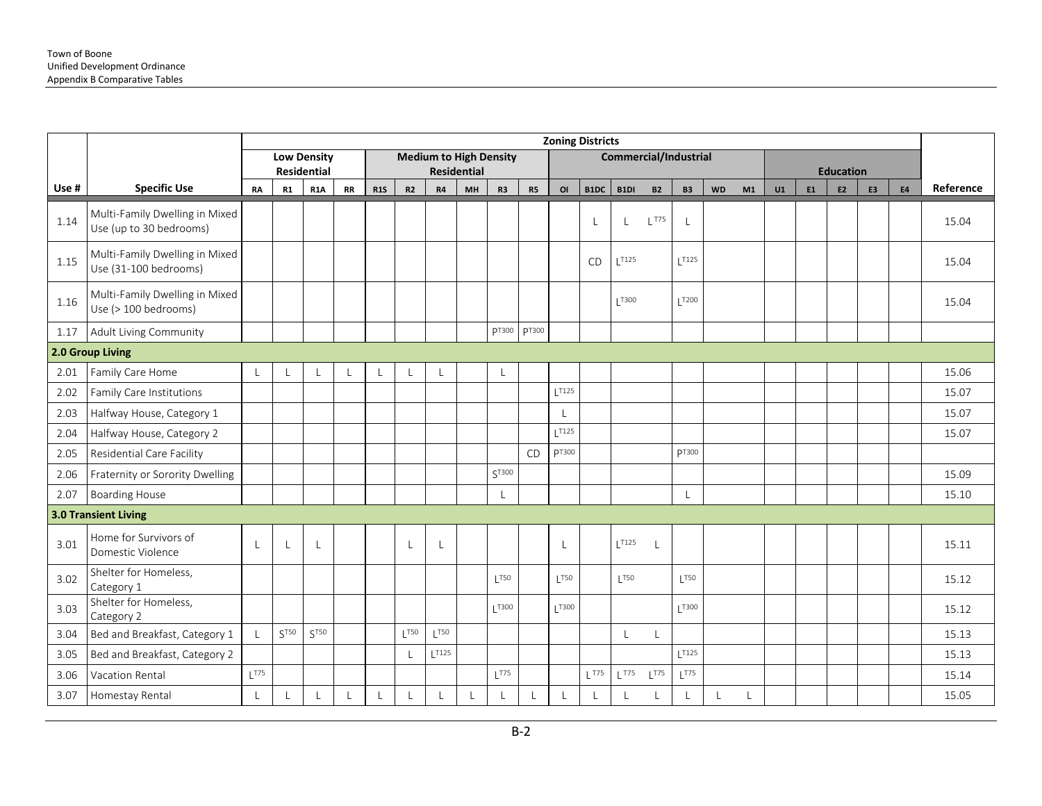| Use # | Specific Use | Zoning Districts | | | | | | | | | | | | | | | | | | | | | | Reference |
|---|---|---|---|---|---|---|---|---|---|---|---|---|---|---|---|---|---|---|---|---|---|---|---|---|
| | | Low Density Residential | | | | Medium to High Density Residential | | | | | | Commercial/Industrial | | | | | | | Education | | | | | |
| | | RA | R1 | R1A | RR | R1S | R2 | R4 | MH | R3 | R5 | OI | B1DC | B1DI | B2 | B3 | WD | M1 | U1 | E1 | E2 | E3 | E4 | |
| 1.14 | Multi-Family Dwelling in Mixed Use (up to 30 bedrooms) | | | | | | | | | | | | L | L | $L^{T75}$ | L | | | | | | | | 15.04 |
| 1.15 | Multi-Family Dwelling in Mixed Use (31-100 bedrooms) | | | | | | | | | | | | CD | $L^{T125}$ | | $L^{T125}$ | | | | | | | | 15.04 |
| 1.16 | Multi-Family Dwelling in Mixed Use (> 100 bedrooms) | | | | | | | | | | | | | $L^{T300}$ | | $L^{T200}$ | | | | | | | | 15.04 |
| 1.17 | Adult Living Community | | | | | | | | | $P^{T300}$ | $P^{T300}$ | | | | | | | | | | | | | |
| **2.0 Group Living** | | | | | | | | | | | | | | | | | | | | | | | | |
| 2.01 | Family Care Home | L | L | L | L | L | L | L | | L | | | | | | | | | | | | | | 15.06 |
| 2.02 | Family Care Institutions | | | | | | | | | | | $L^{T125}$ | | | | | | | | | | | | 15.07 |
| 2.03 | Halfway House, Category 1 | | | | | | | | | | | L | | | | | | | | | | | | 15.07 |
| 2.04 | Halfway House, Category 2 | | | | | | | | | | | $L^{T125}$ | | | | | | | | | | | | 15.07 |
| 2.05 | Residential Care Facility | | | | | | | | | | CD | $P^{T300}$ | | | | $P^{T300}$ | | | | | | | | |
| 2.06 | Fraternity or Sorority Dwelling | | | | | | | | | $S^{T300}$ | | | | | | | | | | | | | | 15.09 |
| 2.07 | Boarding House | | | | | | | | | L | | | | | | L | | | | | | | | 15.10 |
| **3.0 Transient Living** | | | | | | | | | | | | | | | | | | | | | | | | |
| 3.01 | Home for Survivors of Domestic Violence | L | L | L | | | L | L | | | | L | | $L^{T125}$ | L | | | | | | | | | 15.11 |
| 3.02 | Shelter for Homeless, Category 1 | | | | | | | | | $L^{T50}$ | | $L^{T50}$ | | $L^{T50}$ | | $L^{T50}$ | | | | | | | | 15.12 |
| 3.03 | Shelter for Homeless, Category 2 | | | | | | | | | $L^{T300}$ | | $L^{T300}$ | | | | $L^{T300}$ | | | | | | | | 15.12 |
| 3.04 | Bed and Breakfast, Category 1 | L | $S^{T50}$ | $S^{T50}$ | | | $L^{T50}$ | $L^{T50}$ | | | | | | L | L | | | | | | | | | 15.13 |
| 3.05 | Bed and Breakfast, Category 2 | | | | | | L | $L^{T125}$ | | | | | | | | $L^{T125}$ | | | | | | | | 15.13 |
| 3.06 | Vacation Rental | $L^{T75}$ | | | | | | | | $L^{T75}$ | | | $L^{T75}$ | $L^{T75}$ | $L^{T75}$ | $L^{T75}$ | | | | | | | | 15.14 |
| 3.07 | Homestay Rental | L | L | L | L | L | L | L | L | L | L | L | L | L | L | L | L | L | | | | | | 15.05 |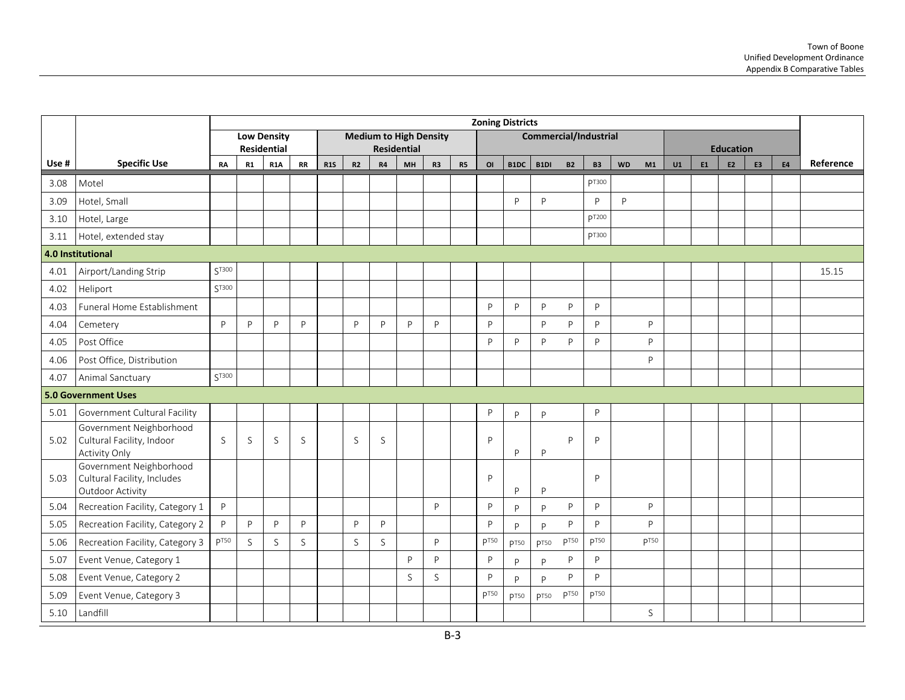| | | Zoning Districts | | | | | | | | | | | | | | | | | | | | | | |
|---|---|---|---|---|---|---|---|---|---|---|---|---|---|---|---|---|---|---|---|---|---|---|---|---|
| | | Low Density Residential | | | | Medium to High Density Residential | | | | | | Commercial/Industrial | | | | | | | Education | | | | | |
| Use # | Specific Use | RA | R1 | R1A | RR | R1S | R2 | R4 | MH | R3 | R5 | OI | B1DC | B1DI | B2 | B3 | WD | M1 | U1 | E1 | E2 | E3 | E4 | Reference |
| 3.08 | Motel | | | | | | | | | | | | | | | P^T300 | | | | | | | | |
| 3.09 | Hotel, Small | | | | | | | | | | | | P | P | | P | P | | | | | | | |
| 3.10 | Hotel, Large | | | | | | | | | | | | | | | P^T200 | | | | | | | | |
| 3.11 | Hotel, extended stay | | | | | | | | | | | | | | | P^T300 | | | | | | | | |
| **4.0 Institutional** | | | | | | | | | | | | | | | | | | | | | | | | |
| 4.01 | Airport/Landing Strip | S^T300 | | | | | | | | | | | | | | | | | | | | | | 15.15 |
| 4.02 | Heliport | S^T300 | | | | | | | | | | | | | | | | | | | | | | |
| 4.03 | Funeral Home Establishment | | | | | | | | | | | P | P | P | P | P | | | | | | | | |
| 4.04 | Cemetery | P | P | P | P | | P | P | P | P | | P | | P | P | P | | P | | | | | | |
| 4.05 | Post Office | | | | | | | | | | | P | P | P | P | P | | P | | | | | | |
| 4.06 | Post Office, Distribution | | | | | | | | | | | | | | | | | P | | | | | | |
| 4.07 | Animal Sanctuary | S^T300 | | | | | | | | | | | | | | | | | | | | | | |
| **5.0 Government Uses** | | | | | | | | | | | | | | | | | | | | | | | | |
| 5.01 | Government Cultural Facility | | | | | | | | | | | P | P | P | | P | | | | | | | | |
| 5.02 | Government Neighborhood Cultural Facility, Indoor Activity Only | S | S | S | S | | S | S | | | | P | P | P | P | P | | | | | | | | |
| 5.03 | Government Neighborhood Cultural Facility, Includes Outdoor Activity | | | | | | | | | | | P | P | P | | P | | | | | | | | |
| 5.04 | Recreation Facility, Category 1 | P | | | | | | | | P | | P | P | P | P | P | | P | | | | | | |
| 5.05 | Recreation Facility, Category 2 | P | P | P | P | | P | P | | | | P | P | P | P | P | | P | | | | | | |
| 5.06 | Recreation Facility, Category 3 | P^T50 | S | S | S | | S | S | | P | | P^T50 | P^T50 | P^T50 | P^T50 | P^T50 | | P^T50 | | | | | | |
| 5.07 | Event Venue, Category 1 | | | | | | | | P | P | | P | P | P | P | P | | | | | | | | |
| 5.08 | Event Venue, Category 2 | | | | | | | | S | S | | P | P | P | P | P | | | | | | | | |
| 5.09 | Event Venue, Category 3 | | | | | | | | | | | P^T50 | P^T50 | P^T50 | P^T50 | P^T50 | | | | | | | | |
| 5.10 | Landfill | | | | | | | | | | | | | | | | | S | | | | | | |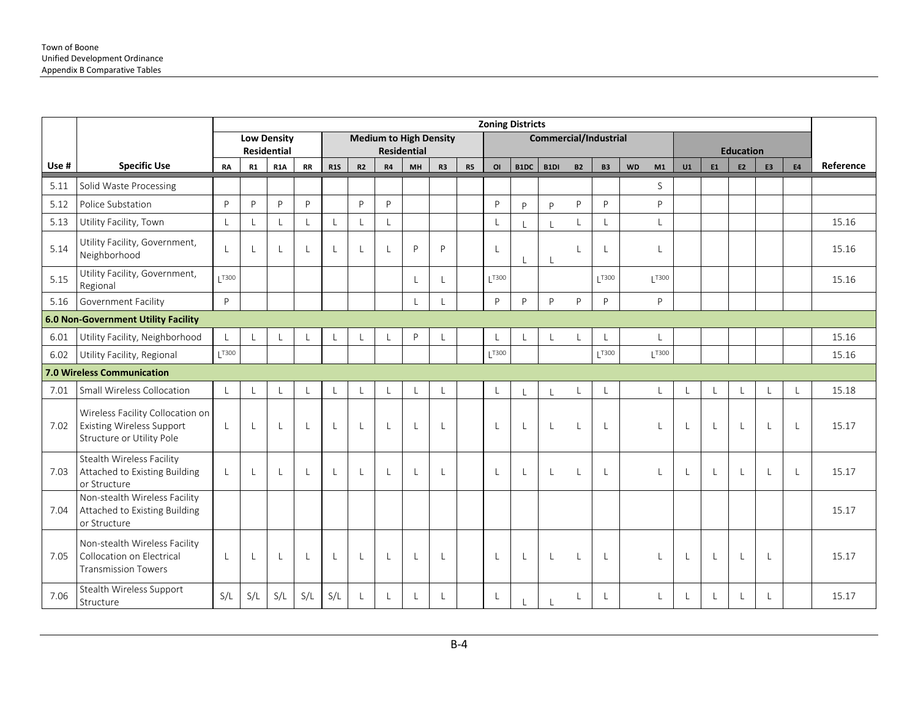| | | Zoning Districts | | | | | | | | | | | | | | | | | | | | | | |
|---|---|---|---|---|---|---|---|---|---|---|---|---|---|---|---|---|---|---|---|---|---|---|---|---|
| | | Low Density Residential | | | | Medium to High Density Residential | | | | | | Commercial/Industrial | | | | | | | Education | | | | | |
| Use # | Specific Use | RA | R1 | R1A | RR | R1S | R2 | R4 | MH | R3 | R5 | OI | B1DC | B1DI | B2 | B3 | WD | M1 | U1 | E1 | E2 | E3 | E4 | Reference |
| 5.11 | Solid Waste Processing | | | | | | | | | | | | | | | | | S | | | | | | |
| 5.12 | Police Substation | P | P | P | P | | P | P | | | | P | P | P | P | P | | P | | | | | | |
| 5.13 | Utility Facility, Town | L | L | L | L | L | L | L | | | | L | L | L | L | L | | L | | | | | | 15.16 |
| 5.14 | Utility Facility, Government, Neighborhood | L | L | L | L | L | L | L | P | P | | L | L | L | L | L | | L | | | | | | 15.16 |
| 5.15 | Utility Facility, Government, Regional | L[T300] | | | | | | | L | L | | L[T300] | | | | L[T300] | | L[T300] | | | | | | 15.16 |
| 5.16 | Government Facility | P | | | | | | | L | L | | P | P | P | P | P | | P | | | | | | |
| **6.0 Non-Government Utility Facility** | | | | | | | | | | | | | | | | | | | | | | | | |
| 6.01 | Utility Facility, Neighborhood | L | L | L | L | L | L | L | P | L | | L | L | L | L | L | | L | | | | | | 15.16 |
| 6.02 | Utility Facility, Regional | L[T300] | | | | | | | | | | L[T300] | | | | L[T300] | | L[T300] | | | | | | 15.16 |
| **7.0 Wireless Communication** | | | | | | | | | | | | | | | | | | | | | | | | |
| 7.01 | Small Wireless Collocation | L | L | L | L | L | L | L | L | L | | L | L | L | L | L | | L | L | L | L | L | L | 15.18 |
| 7.02 | Wireless Facility Collocation on Existing Wireless Support Structure or Utility Pole | L | L | L | L | L | L | L | L | L | | L | L | L | L | L | | L | L | L | L | L | L | 15.17 |
| 7.03 | Stealth Wireless Facility Attached to Existing Building or Structure | L | L | L | L | L | L | L | L | L | | L | L | L | L | L | | L | L | L | L | L | L | 15.17 |
| 7.04 | Non-stealth Wireless Facility Attached to Existing Building or Structure | | | | | | | | | | | | | | | | | | | | | | | 15.17 |
| 7.05 | Non-stealth Wireless Facility Collocation on Electrical Transmission Towers | L | L | L | L | L | L | L | L | L | | L | L | L | L | L | | L | L | L | L | L | | 15.17 |
| 7.06 | Stealth Wireless Support Structure | S/L | S/L | S/L | S/L | S/L | L | L | L | L | | L | L | L | L | L | | L | L | L | L | L | | 15.17 |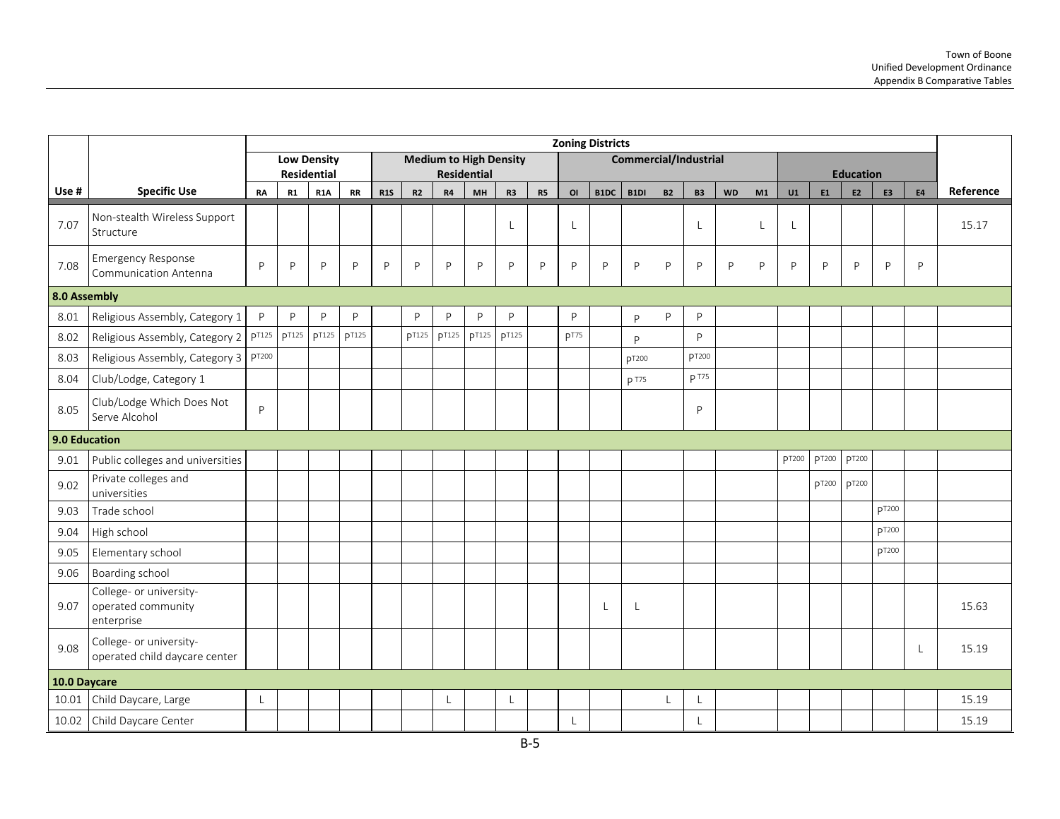| Use # | Specific Use | Zoning Districts | | | | | | | | | | | | | | | | | | | | | | Reference |
|---|---|---|---|---|---|---|---|---|---|---|---|---|---|---|---|---|---|---|---|---|---|---|---|---|
| | | Low Density Residential | | | | Medium to High Density Residential | | | | | | Commercial/Industrial | | | | | | | Education | | | | | |
| | | RA | R1 | R1A | RR | R1S | R2 | R4 | MH | R3 | R5 | OI | B1DC | B1DI | B2 | B3 | WD | M1 | U1 | E1 | E2 | E3 | E4 | |
| 7.07 | Non-stealth Wireless Support Structure | | | | | | | | | L | | L | | | | L | | L | L | | | | | 15.17 |
| 7.08 | Emergency Response Communication Antenna | P | P | P | P | P | P | P | P | P | P | P | P | P | P | P | P | P | P | P | P | P | P | |
| **8.0 Assembly** | | | | | | | | | | | | | | | | | | | | | | | | |
| 8.01 | Religious Assembly, Category 1 | P | P | P | P | | P | P | P | P | | P | | P | P | P | | | | | | | | |
| 8.02 | Religious Assembly, Category 2 | P$^{T125}$ | P$^{T125}$ | P$^{T125}$ | P$^{T125}$ | | P$^{T125}$ | P$^{T125}$ | P$^{T125}$ | P$^{T125}$ | | P$^{T75}$ | | P | | P | | | | | | | | |
| 8.03 | Religious Assembly, Category 3 | P$^{T200}$ | | | | | | | | | | | | P$^{T200}$ | | P$^{T200}$ | | | | | | | | |
| 8.04 | Club/Lodge, Category 1 | | | | | | | | | | | | | P$^{T75}$ | | P$^{T75}$ | | | | | | | | |
| 8.05 | Club/Lodge Which Does Not Serve Alcohol | P | | | | | | | | | | | | | | P | | | | | | | | |
| **9.0 Education** | | | | | | | | | | | | | | | | | | | | | | | | |
| 9.01 | Public colleges and universities | | | | | | | | | | | | | | | | | | P$^{T200}$ | P$^{T200}$ | P$^{T200}$ | | | |
| 9.02 | Private colleges and universities | | | | | | | | | | | | | | | | | | | P$^{T200}$ | P$^{T200}$ | | | |
| 9.03 | Trade school | | | | | | | | | | | | | | | | | | | | | P$^{T200}$ | | |
| 9.04 | High school | | | | | | | | | | | | | | | | | | | | | P$^{T200}$ | | |
| 9.05 | Elementary school | | | | | | | | | | | | | | | | | | | | | P$^{T200}$ | | |
| 9.06 | Boarding school | | | | | | | | | | | | | | | | | | | | | | | |
| 9.07 | College- or university-operated community enterprise | | | | | | | | | | | | L | L | | | | | | | | | | 15.63 |
| 9.08 | College- or university-operated child daycare center | | | | | | | | | | | | | | | | | | | | | | L | 15.19 |
| **10.0 Daycare** | | | | | | | | | | | | | | | | | | | | | | | | |
| 10.01 | Child Daycare, Large | L | | | | | | L | | L | | | | | L | L | | | | | | | | 15.19 |
| 10.02 | Child Daycare Center | | | | | | | | | | | L | | | | L | | | | | | | | 15.19 |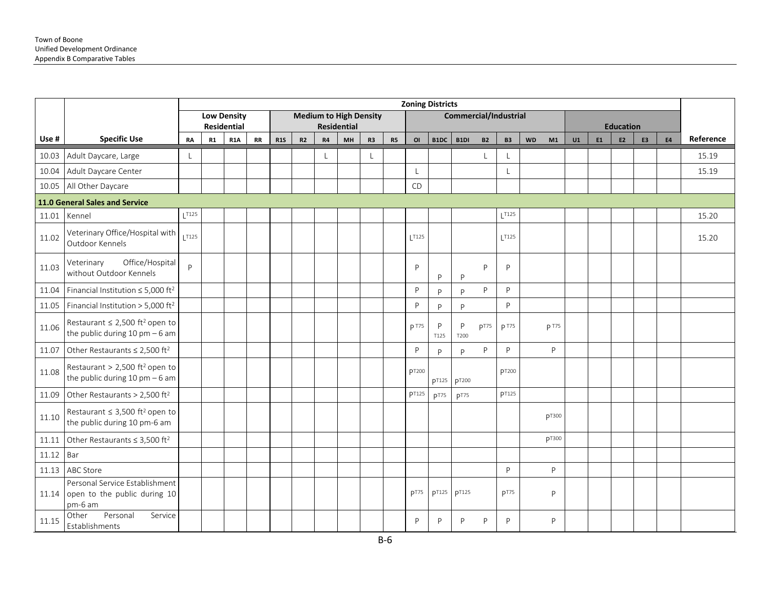| Use # | Specific Use | Zoning Districts | | | | | | | | | | | | | | | | | | | | | | Reference |
|---|---|---|---|---|---|---|---|---|---|---|---|---|---|---|---|---|---|---|---|---|---|---|---|---|
| | | Low Density Residential | | | | Medium to High Density Residential | | | | | | Commercial/Industrial | | | | | | | Education | | | | | |
| | | RA | R1 | R1A | RR | R1S | R2 | R4 | MH | R3 | R5 | OI | B1DC | B1DI | B2 | B3 | WD | M1 | U1 | E1 | E2 | E3 | E4 | |
| 10.03 | Adult Daycare, Large | L | | | | | | L | | L | | | | | L | L | | | | | | | | 15.19 |
| 10.04 | Adult Daycare Center | | | | | | | | | | | L | | | | L | | | | | | | | 15.19 |
| 10.05 | All Other Daycare | | | | | | | | | | | CD | | | | | | | | | | | | |
| **11.0 General Sales and Service** | | | | | | | | | | | | | | | | | | | | | | | | |
| 11.01 | Kennel | $L^{T125}$ | | | | | | | | | | | | | | $L^{T125}$ | | | | | | | | 15.20 |
| 11.02 | Veterinary Office/Hospital with Outdoor Kennels | $L^{T125}$ | | | | | | | | | | $L^{T125}$ | | | | $L^{T125}$ | | | | | | | | 15.20 |
| 11.03 | Veterinary Office/Hospital without Outdoor Kennels | P | | | | | | | | | | P | P | P | P | P | | | | | | | | |
| 11.04 | Financial Institution ≤ 5,000 ft$^2$ | | | | | | | | | | | P | P | P | P | P | | | | | | | | |
| 11.05 | Financial Institution > 5,000 ft$^2$ | | | | | | | | | | | P | P | P | | P | | | | | | | | |
| 11.06 | Restaurant ≤ 2,500 ft$^2$ open to the public during 10 pm – 6 am | | | | | | | | | | | $P^{T75}$ | P T125 | P T200 | $P^{T75}$ | $P^{T75}$ | | $P^{T75}$ | | | | | | |
| 11.07 | Other Restaurants ≤ 2,500 ft$^2$ | | | | | | | | | | | P | P | P | P | P | | P | | | | | | |
| 11.08 | Restaurant > 2,500 ft$^2$ open to the public during 10 pm – 6 am | | | | | | | | | | | $P^{T200}$ | $P^{T125}$ | $P^{T200}$ | | $P^{T200}$ | | | | | | | | |
| 11.09 | Other Restaurants > 2,500 ft$^2$ | | | | | | | | | | | $P^{T125}$ | $P^{T75}$ | $P^{T75}$ | | $P^{T125}$ | | | | | | | | |
| 11.10 | Restaurant ≤ 3,500 ft$^2$ open to the public during 10 pm-6 am | | | | | | | | | | | | | | | | | $P^{T300}$ | | | | | | |
| 11.11 | Other Restaurants ≤ 3,500 ft$^2$ | | | | | | | | | | | | | | | | | $P^{T300}$ | | | | | | |
| 11.12 | Bar | | | | | | | | | | | | | | | | | | | | | | | |
| 11.13 | ABC Store | | | | | | | | | | | | | | | P | | P | | | | | | |
| 11.14 | Personal Service Establishment open to the public during 10 pm-6 am | | | | | | | | | | | $P^{T75}$ | $P^{T125}$ | $P^{T125}$ | | $P^{T75}$ | | P | | | | | | |
| 11.15 | Other Personal Service Establishments | | | | | | | | | | | P | P | P | P | P | | P | | | | | | |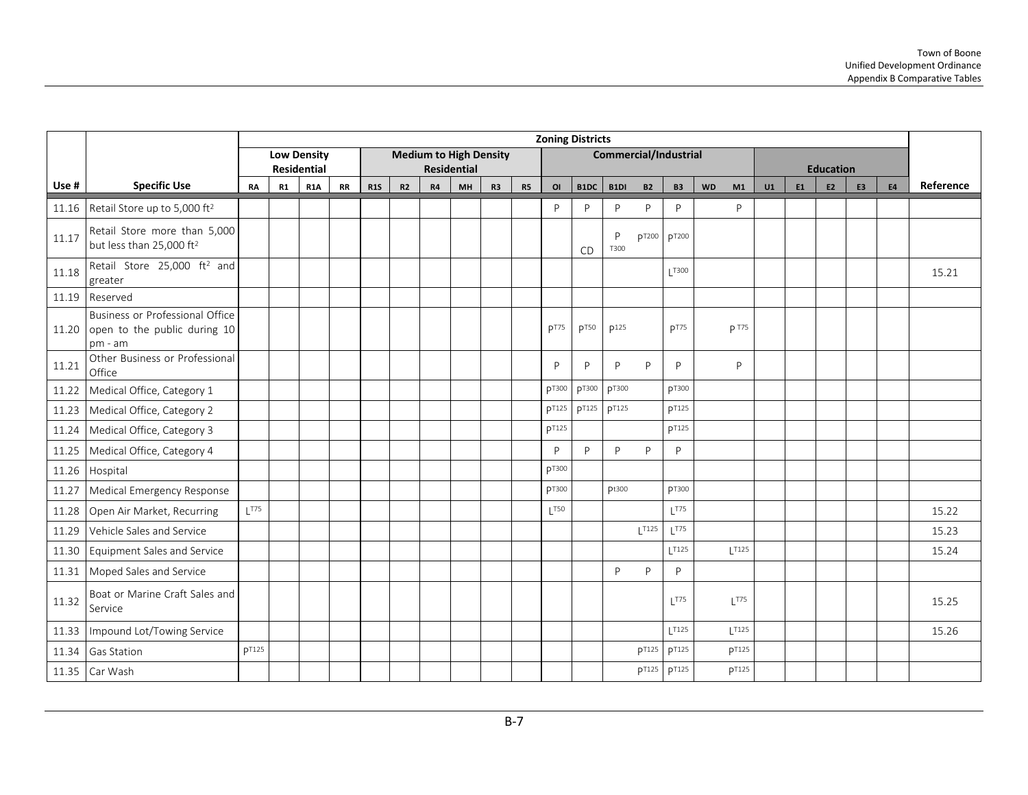| | | Zoning Districts | | | | | | | | | | | | | | | | | | | | | | |
|---|---|---|---|---|---|---|---|---|---|---|---|---|---|---|---|---|---|---|---|---|---|---|---|---|
| | | Low Density Residential | | | | Medium to High Density Residential | | | | | | Commercial/Industrial | | | | | | | Education | | | | | |
| Use # | Specific Use | RA | R1 | R1A | RR | R1S | R2 | R4 | MH | R3 | R5 | OI | B1DC | B1DI | B2 | B3 | WD | M1 | U1 | E1 | E2 | E3 | E4 | Reference |
| 11.16 | Retail Store up to 5,000 ft$^2$ | | | | | | | | | | | P | P | P | P | P | | P | | | | | | |
| 11.17 | Retail Store more than 5,000 but less than 25,000 ft$^2$ | | | | | | | | | | | | CD | P T300 | PT200 | PT200 | | | | | | | | |
| 11.18 | Retail Store 25,000 ft$^2$ and greater | | | | | | | | | | | | | | | LT300 | | | | | | | | 15.21 |
| 11.19 | Reserved | | | | | | | | | | | | | | | | | | | | | | | |
| 11.20 | Business or Professional Office open to the public during 10 pm - am | | | | | | | | | | | PT75 | PT50 | P125 | | PT75 | | PT75 | | | | | | |
| 11.21 | Other Business or Professional Office | | | | | | | | | | | P | P | P | P | P | | P | | | | | | |
| 11.22 | Medical Office, Category 1 | | | | | | | | | | | PT300 | PT300 | PT300 | | PT300 | | | | | | | | |
| 11.23 | Medical Office, Category 2 | | | | | | | | | | | PT125 | PT125 | PT125 | | PT125 | | | | | | | | |
| 11.24 | Medical Office, Category 3 | | | | | | | | | | | PT125 | | | | PT125 | | | | | | | | |
| 11.25 | Medical Office, Category 4 | | | | | | | | | | | P | P | P | P | P | | | | | | | | |
| 11.26 | Hospital | | | | | | | | | | | PT300 | | | | | | | | | | | | |
| 11.27 | Medical Emergency Response | | | | | | | | | | | PT300 | | Pt300 | | PT300 | | | | | | | | |
| 11.28 | Open Air Market, Recurring | LT75 | | | | | | | | | | LT50 | | | | LT75 | | | | | | | | 15.22 |
| 11.29 | Vehicle Sales and Service | | | | | | | | | | | | | | LT125 | LT75 | | | | | | | | 15.23 |
| 11.30 | Equipment Sales and Service | | | | | | | | | | | | | | | LT125 | | LT125 | | | | | | 15.24 |
| 11.31 | Moped Sales and Service | | | | | | | | | | | | | P | P | P | | | | | | | | |
| 11.32 | Boat or Marine Craft Sales and Service | | | | | | | | | | | | | | | LT75 | | LT75 | | | | | | 15.25 |
| 11.33 | Impound Lot/Towing Service | | | | | | | | | | | | | | | LT125 | | LT125 | | | | | | 15.26 |
| 11.34 | Gas Station | PT125 | | | | | | | | | | | | | PT125 | PT125 | | PT125 | | | | | | |
| 11.35 | Car Wash | | | | | | | | | | | | | | PT125 | PT125 | | PT125 | | | | | | |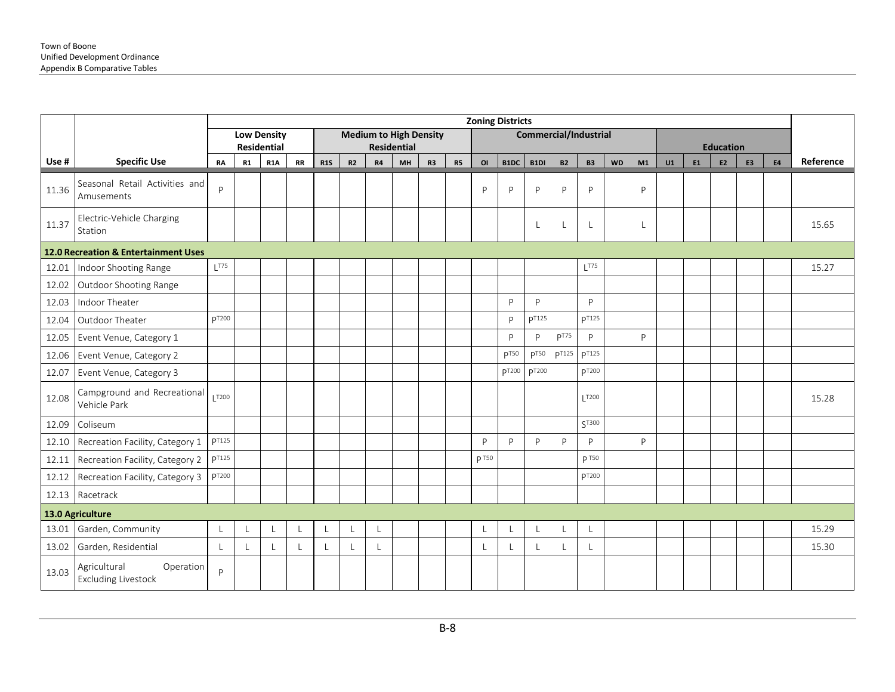| | | Zoning Districts | | | | | | | | | | | | | | | | | | | | | | |
|---|---|---|---|---|---|---|---|---|---|---|---|---|---|---|---|---|---|---|---|---|---|---|---|---|
| | | Low Density Residential | | | | Medium to High Density Residential | | | | | | Commercial/Industrial | | | | | | | Education | | | | | |
| **Use #** | **Specific Use** | **RA** | **R1** | **R1A** | **RR** | **R1S** | **R2** | **R4** | **MH** | **R3** | **R5** | **OI** | **B1DC** | **B1DI** | **B2** | **B3** | **WD** | **M1** | **U1** | **E1** | **E2** | **E3** | **E4** | **Reference** |
| 11.36 | Seasonal Retail Activities and Amusements | P | | | | | | | | | | P | P | P | P | P | | P | | | | | | |
| 11.37 | Electric-Vehicle Charging Station | | | | | | | | | | | | | L | L | L | | L | | | | | | 15.65 |
| **12.0 Recreation & Entertainment Uses** | | | | | | | | | | | | | | | | | | | | | | | | |
| 12.01 | Indoor Shooting Range | $L^{T75}$ | | | | | | | | | | | | | | $L^{T75}$ | | | | | | | | 15.27 |
| 12.02 | Outdoor Shooting Range | | | | | | | | | | | | | | | | | | | | | | | |
| 12.03 | Indoor Theater | | | | | | | | | | | | P | P | | P | | | | | | | | |
| 12.04 | Outdoor Theater | $P^{T200}$ | | | | | | | | | | | P | $P^{T125}$ | | $P^{T125}$ | | | | | | | | |
| 12.05 | Event Venue, Category 1 | | | | | | | | | | | | P | P | $P^{T75}$ | P | | P | | | | | | |
| 12.06 | Event Venue, Category 2 | | | | | | | | | | | | $P^{T50}$ | $P^{T50}$ | $P^{T125}$ | $P^{T125}$ | | | | | | | | |
| 12.07 | Event Venue, Category 3 | | | | | | | | | | | | $P^{T200}$ | $P^{T200}$ | | $P^{T200}$ | | | | | | | | |
| 12.08 | Campground and Recreational Vehicle Park | $L^{T200}$ | | | | | | | | | | | | | | $L^{T200}$ | | | | | | | | 15.28 |
| 12.09 | Coliseum | | | | | | | | | | | | | | | $S^{T300}$ | | | | | | | | |
| 12.10 | Recreation Facility, Category 1 | $P^{T125}$ | | | | | | | | | | P | P | P | P | P | | P | | | | | | |
| 12.11 | Recreation Facility, Category 2 | $P^{T125}$ | | | | | | | | | | $P^{T50}$ | | | | $P^{T50}$ | | | | | | | | |
| 12.12 | Recreation Facility, Category 3 | $P^{T200}$ | | | | | | | | | | | | | | $P^{T200}$ | | | | | | | | |
| 12.13 | Racetrack | | | | | | | | | | | | | | | | | | | | | | | |
| **13.0 Agriculture** | | | | | | | | | | | | | | | | | | | | | | | | |
| 13.01 | Garden, Community | L | L | L | L | L | L | L | | | | L | L | L | L | L | | | | | | | | 15.29 |
| 13.02 | Garden, Residential | L | L | L | L | L | L | L | | | | L | L | L | L | L | | | | | | | | 15.30 |
| 13.03 | Agricultural Operation Excluding Livestock | P | | | | | | | | | | | | | | | | | | | | | | |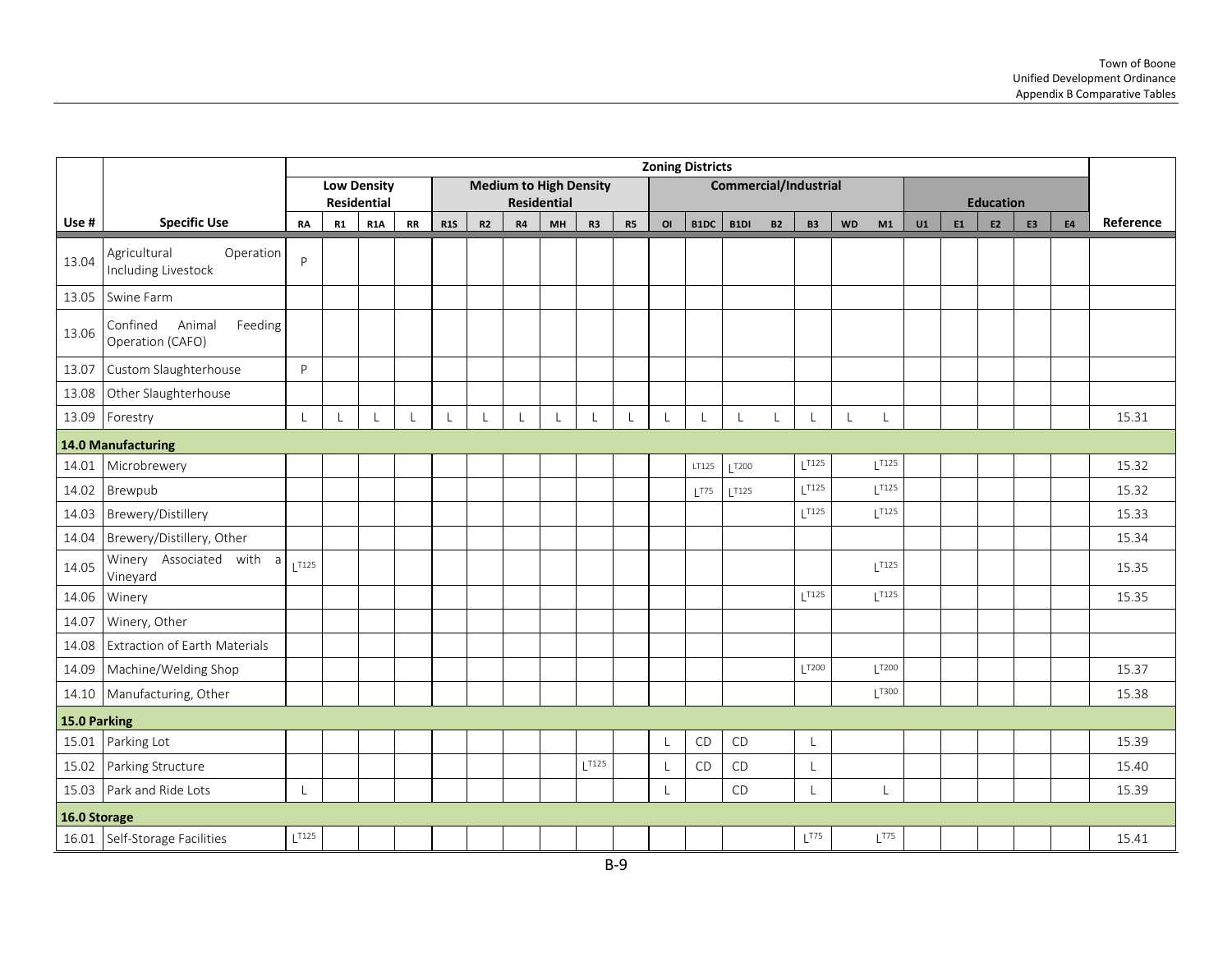| | | Zoning Districts | | | | | | | | | | | | | | | | | | | | | | |
|---|---|---|---|---|---|---|---|---|---|---|---|---|---|---|---|---|---|---|---|---|---|---|---|---|
| | | Low Density Residential | | | | Medium to High Density Residential | | | | | | Commercial/Industrial | | | | | | | Education | | | | | |
| Use # | Specific Use | RA | R1 | R1A | RR | R1S | R2 | R4 | MH | R3 | R5 | OI | B1DC | B1DI | B2 | B3 | WD | M1 | U1 | E1 | E2 | E3 | E4 | Reference |
| 13.04 | Agricultural Operation Including Livestock | P | | | | | | | | | | | | | | | | | | | | | | |
| 13.05 | Swine Farm | | | | | | | | | | | | | | | | | | | | | | | |
| 13.06 | Confined Animal Feeding Operation (CAFO) | | | | | | | | | | | | | | | | | | | | | | | |
| 13.07 | Custom Slaughterhouse | P | | | | | | | | | | | | | | | | | | | | | | |
| 13.08 | Other Slaughterhouse | | | | | | | | | | | | | | | | | | | | | | | |
| 13.09 | Forestry | L | L | L | L | L | L | L | L | L | L | L | L | L | L | L | L | L | | | | | | 15.31 |
| **14.0 Manufacturing** | | | | | | | | | | | | | | | | | | | | | | | | |
| 14.01 | Microbrewery | | | | | | | | | | | | LT125 | LT200 | | LT125 | | LT125 | | | | | | 15.32 |
| 14.02 | Brewpub | | | | | | | | | | | | LT75 | LT125 | | LT125 | | LT125 | | | | | | 15.32 |
| 14.03 | Brewery/Distillery | | | | | | | | | | | | | | | LT125 | | LT125 | | | | | | 15.33 |
| 14.04 | Brewery/Distillery, Other | | | | | | | | | | | | | | | | | | | | | | | 15.34 |
| 14.05 | Winery Associated with a Vineyard | LT125 | | | | | | | | | | | | | | | | LT125 | | | | | | 15.35 |
| 14.06 | Winery | | | | | | | | | | | | | | | LT125 | | LT125 | | | | | | 15.35 |
| 14.07 | Winery, Other | | | | | | | | | | | | | | | | | | | | | | | |
| 14.08 | Extraction of Earth Materials | | | | | | | | | | | | | | | | | | | | | | | |
| 14.09 | Machine/Welding Shop | | | | | | | | | | | | | | | LT200 | | LT200 | | | | | | 15.37 |
| 14.10 | Manufacturing, Other | | | | | | | | | | | | | | | | | LT300 | | | | | | 15.38 |
| **15.0 Parking** | | | | | | | | | | | | | | | | | | | | | | | | |
| 15.01 | Parking Lot | | | | | | | | | | | L | CD | CD | | L | | | | | | | | 15.39 |
| 15.02 | Parking Structure | | | | | | | | | LT125 | | L | CD | CD | | L | | | | | | | | 15.40 |
| 15.03 | Park and Ride Lots | L | | | | | | | | | | L | | CD | | L | | L | | | | | | 15.39 |
| **16.0 Storage** | | | | | | | | | | | | | | | | | | | | | | | | |
| 16.01 | Self-Storage Facilities | LT125 | | | | | | | | | | | | | | LT75 | | LT75 | | | | | | 15.41 |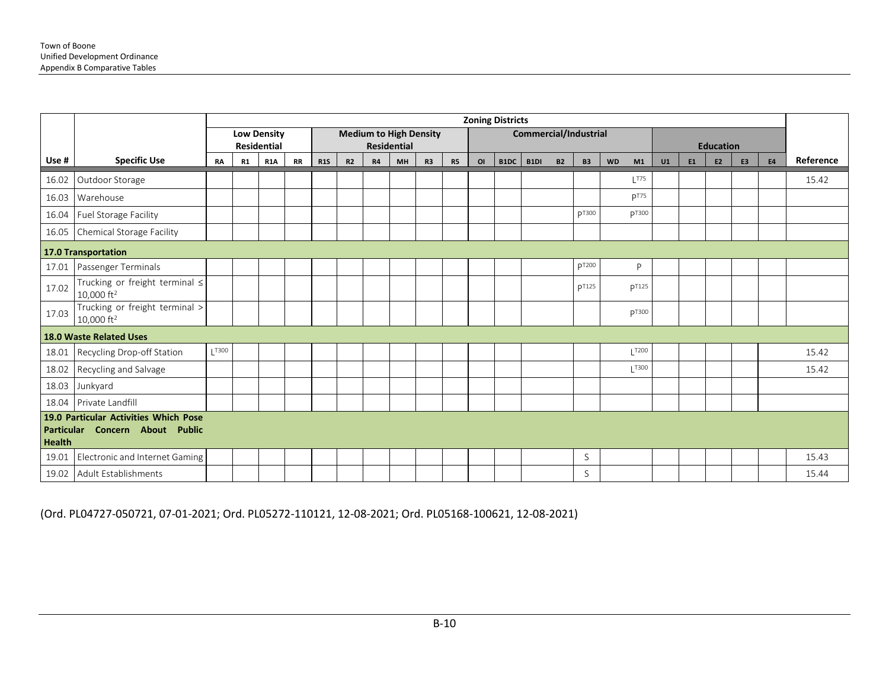| | | Zoning Districts | | | | | | | | | | | | | | | | | | | | | | |
|---|---|---|---|---|---|---|---|---|---|---|---|---|---|---|---|---|---|---|---|---|---|---|---|---|
| | | Low Density Residential | | | | Medium to High Density Residential | | | | | | Commercial/Industrial | | | | | | | Education | | | | | |
| Use # | Specific Use | RA | R1 | R1A | RR | R1S | R2 | R4 | MH | R3 | R5 | OI | B1DC | B1DI | B2 | B3 | WD | M1 | U1 | E1 | E2 | E3 | E4 | Reference |
| 16.02 | Outdoor Storage | | | | | | | | | | | | | | | | | $L^{T75}$ | | | | | | 15.42 |
| 16.03 | Warehouse | | | | | | | | | | | | | | | | | $P^{T75}$ | | | | | | |
| 16.04 | Fuel Storage Facility | | | | | | | | | | | | | | | $P^{T300}$ | | $P^{T300}$ | | | | | | |
| 16.05 | Chemical Storage Facility | | | | | | | | | | | | | | | | | | | | | | | |
| **17.0 Transportation** | | | | | | | | | | | | | | | | | | | | | | | | |
| 17.01 | Passenger Terminals | | | | | | | | | | | | | | | $P^{T200}$ | | P | | | | | | |
| 17.02 | Trucking or freight terminal ≤ 10,000 $ft^2$ | | | | | | | | | | | | | | | $P^{T125}$ | | $P^{T125}$ | | | | | | |
| 17.03 | Trucking or freight terminal > 10,000 $ft^2$ | | | | | | | | | | | | | | | | | $P^{T300}$ | | | | | | |
| **18.0 Waste Related Uses** | | | | | | | | | | | | | | | | | | | | | | | | |
| 18.01 | Recycling Drop-off Station | $L^{T300}$ | | | | | | | | | | | | | | | | $L^{T200}$ | | | | | | 15.42 |
| 18.02 | Recycling and Salvage | | | | | | | | | | | | | | | | | $L^{T300}$ | | | | | | 15.42 |
| 18.03 | Junkyard | | | | | | | | | | | | | | | | | | | | | | | |
| 18.04 | Private Landfill | | | | | | | | | | | | | | | | | | | | | | | |
| **19.0 Particular Activities Which Pose Particular Concern About Public Health** | | | | | | | | | | | | | | | | | | | | | | | | |
| 19.01 | Electronic and Internet Gaming | | | | | | | | | | | | | | | S | | | | | | | | 15.43 |
| 19.02 | Adult Establishments | | | | | | | | | | | | | | | S | | | | | | | | 15.44 |

(Ord. PL04727-050721, 07-01-2021; Ord. PL05272-110121, 12-08-2021; Ord. PL05168-100621, 12-08-2021)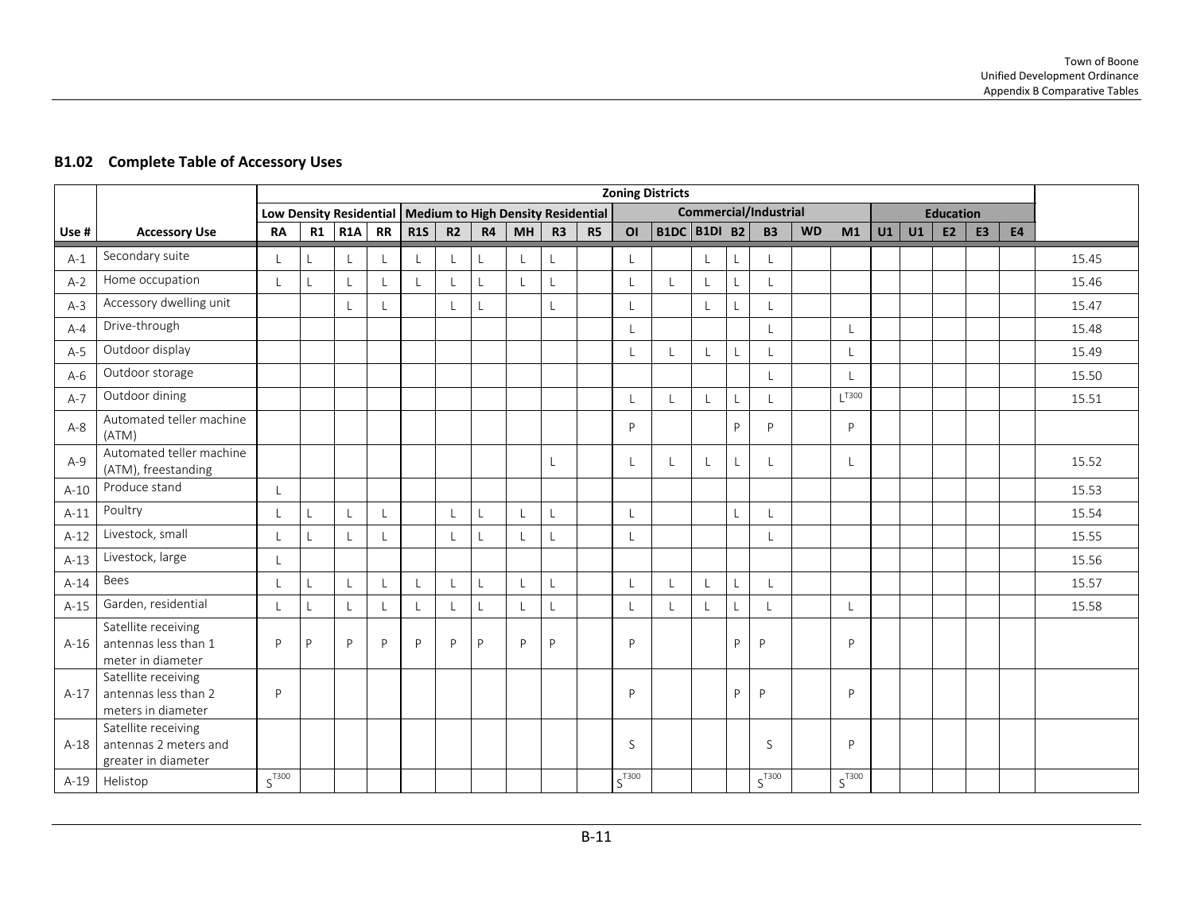## B1.02 Complete Table of Accessory Uses

| | | Zoning Districts | | | | | | | | | | | | | | | | | | | | | | |
|---|---|---|---|---|---|---|---|---|---|---|---|---|---|---|---|---|---|---|---|---|---|---|---|---|
| | | Low Density Residential | | | | Medium to High Density Residential | | | | | | Commercial/Industrial | | | | | | | Education | | | | | |
| Use # | Accessory Use | RA | R1 | R1A | RR | R1S | R2 | R4 | MH | R3 | R5 | OI | B1DC | B1DI | B2 | B3 | WD | M1 | U1 | U1 | E2 | E3 | E4 | |
| A-1 | Secondary suite | L | L | L | L | L | L | L | L | L | | L | | L | L | L | | | | | | | | 15.45 |
| A-2 | Home occupation | L | L | L | L | L | L | L | L | L | | L | L | L | L | L | | | | | | | | 15.46 |
| A-3 | Accessory dwelling unit | | | L | L | | L | L | | L | | L | | L | L | L | | | | | | | | 15.47 |
| A-4 | Drive-through | | | | | | | | | | | L | | | | L | | L | | | | | | 15.48 |
| A-5 | Outdoor display | | | | | | | | | | | L | L | L | L | L | | L | | | | | | 15.49 |
| A-6 | Outdoor storage | | | | | | | | | | | | | | | L | | L | | | | | | 15.50 |
| A-7 | Outdoor dining | | | | | | | | | | | L | L | L | L | L | | L T300 | | | | | | 15.51 |
| A-8 | Automated teller machine (ATM) | | | | | | | | | | | P | | | P | P | | P | | | | | | |
| A-9 | Automated teller machine (ATM), freestanding | | | | | | | | | L | | L | L | L | L | L | | L | | | | | | 15.52 |
| A-10 | Produce stand | L | | | | | | | | | | | | | | | | | | | | | | 15.53 |
| A-11 | Poultry | L | L | L | L | | L | L | L | L | | L | | | L | L | | | | | | | | 15.54 |
| A-12 | Livestock, small | L | L | L | L | | L | L | L | L | | L | | | | L | | | | | | | | 15.55 |
| A-13 | Livestock, large | L | | | | | | | | | | | | | | | | | | | | | | 15.56 |
| A-14 | Bees | L | L | L | L | L | L | L | L | L | | L | L | L | L | L | | | | | | | | 15.57 |
| A-15 | Garden, residential | L | L | L | L | L | L | L | L | L | | L | L | L | L | L | | L | | | | | | 15.58 |
| A-16 | Satellite receiving antennas less than 1 meter in diameter | P | P | P | P | P | P | P | P | P | | P | | | P | P | | P | | | | | | |
| A-17 | Satellite receiving antennas less than 2 meters in diameter | P | | | | | | | | | | P | | | P | P | | P | | | | | | |
| A-18 | Satellite receiving antennas 2 meters and greater in diameter | | | | | | | | | | | S | | | | S | | P | | | | | | |
| A-19 | Helistop | S T300 | | | | | | | | | | S T300 | | | | S T300 | | S T300 | | | | | | |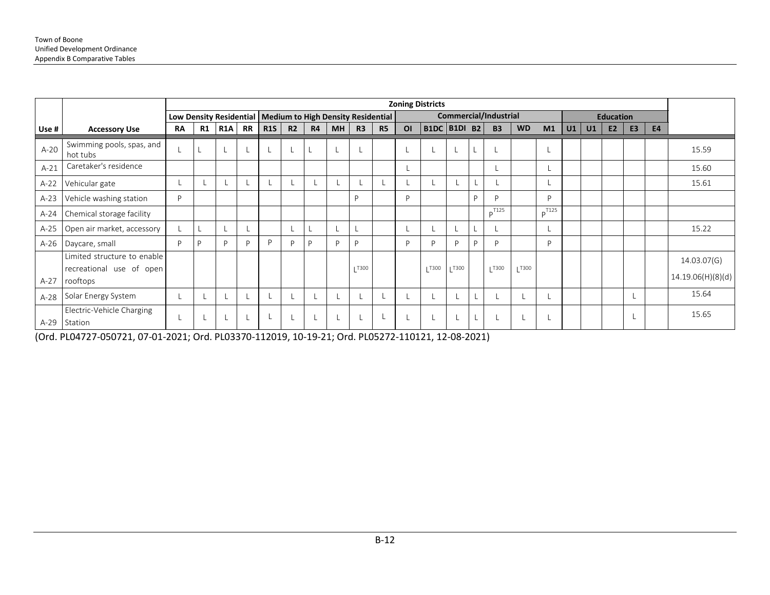| | | Zoning Districts | | | | | | | | | | | | | | | | | | | | | | |
|---|---|---|---|---|---|---|---|---|---|---|---|---|---|---|---|---|---|---|---|---|---|---|---|---|
| | | Low Density Residential | | | | Medium to High Density Residential | | | | | | Commercial/Industrial | | | | | | | Education | | | | | |
| Use # | Accessory Use | RA | R1 | R1A | RR | R1S | R2 | R4 | MH | R3 | R5 | OI | B1DC | B1DI | B2 | B3 | WD | M1 | U1 | U1 | E2 | E3 | E4 | |
| A-20 | Swimming pools, spas, and hot tubs | L | L | L | L | L | L | L | L | L | | L | L | L | L | L | | L | | | | | | 15.59 |
| A-21 | Caretaker's residence | | | | | | | | | | | L | | | | L | | L | | | | | | 15.60 |
| A-22 | Vehicular gate | L | L | L | L | L | L | L | L | L | L | L | L | L | L | L | | L | | | | | | 15.61 |
| A-23 | Vehicle washing station | P | | | | | | | | P | | P | | | P | P | | P | | | | | | |
| A-24 | Chemical storage facility | | | | | | | | | | | | | | | $P^{T125}$ | | $P^{T125}$ | | | | | | |
| A-25 | Open air market, accessory | L | L | L | L | | L | L | L | L | | L | L | L | L | L | | L | | | | | | 15.22 |
| A-26 | Daycare, small | P | P | P | P | P | P | P | P | P | | P | P | P | P | P | | P | | | | | | |
| A-27 | Limited structure to enable recreational use of open rooftops | | | | | | | | | $L^{T300}$ | | | $L^{T300}$ | $L^{T300}$ | | $L^{T300}$ | $L^{T300}$ | | | | | | | 14.03.07(G) 14.19.06(H)(8)(d) |
| A-28 | Solar Energy System | L | L | L | L | L | L | L | L | L | L | L | L | L | L | L | L | L | | | | L | | 15.64 |
| A-29 | Electric-Vehicle Charging Station | L | L | L | L | L | L | L | L | L | L | L | L | L | L | L | L | L | | | | L | | 15.65 |

(Ord. PL04727-050721, 07-01-2021; Ord. PL03370-112019, 10-19-21; Ord. PL05272-110121, 12-08-2021)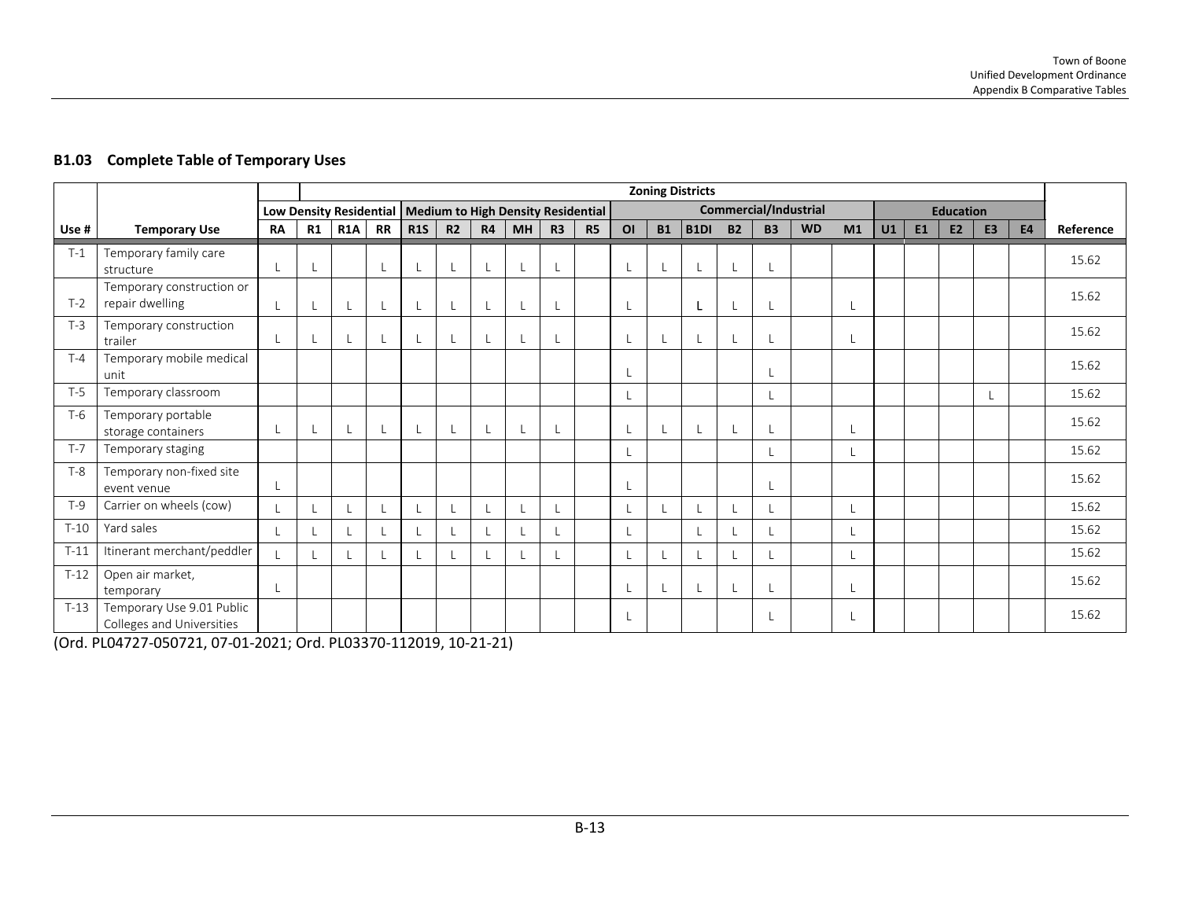## B1.03 Complete Table of Temporary Uses

| | | Zoning Districts | | | | | | | | | | | | | | | | | | | | | | |
|---|---|---|---|---|---|---|---|---|---|---|---|---|---|---|---|---|---|---|---|---|---|---|---|---|
| | | Low Density Residential | | | | Medium to High Density Residential | | | | | | Commercial/Industrial | | | | | | | Education | | | | | |
| Use # | Temporary Use | RA | R1 | R1A | RR | R1S | R2 | R4 | MH | R3 | R5 | OI | B1 | B1DI | B2 | B3 | WD | M1 | U1 | E1 | E2 | E3 | E4 | Reference |
| T-1 | Temporary family care structure | L | L | | L | L | L | L | L | L | | L | L | L | L | L | | | | | | | | 15.62 |
| T-2 | Temporary construction or repair dwelling | L | L | L | L | L | L | L | L | L | | L | | L | L | L | | L | | | | | | 15.62 |
| T-3 | Temporary construction trailer | L | L | L | L | L | L | L | L | L | | L | L | L | L | L | | L | | | | | | 15.62 |
| T-4 | Temporary mobile medical unit | | | | | | | | | | | L | | | | L | | | | | | | | 15.62 |
| T-5 | Temporary classroom | | | | | | | | | | | L | | | | L | | | | | | L | | 15.62 |
| T-6 | Temporary portable storage containers | L | L | L | L | L | L | L | L | L | | L | L | L | L | L | | L | | | | | | 15.62 |
| T-7 | Temporary staging | | | | | | | | | | | L | | | | L | | L | | | | | | 15.62 |
| T-8 | Temporary non-fixed site event venue | L | | | | | | | | | | L | | | | L | | | | | | | | 15.62 |
| T-9 | Carrier on wheels (cow) | L | L | L | L | L | L | L | L | L | | L | L | L | L | L | | L | | | | | | 15.62 |
| T-10 | Yard sales | L | L | L | L | L | L | L | L | L | | L | | L | L | L | | L | | | | | | 15.62 |
| T-11 | Itinerant merchant/peddler | L | L | L | L | L | L | L | L | L | | L | L | L | L | L | | L | | | | | | 15.62 |
| T-12 | Open air market, temporary | L | | | | | | | | | | L | L | L | L | L | | L | | | | | | 15.62 |
| T-13 | Temporary Use 9.01 Public Colleges and Universities | | | | | | | | | | | L | | | | L | | L | | | | | | 15.62 |

(Ord. PL04727-050721, 07-01-2021; Ord. PL03370-112019, 10-21-21)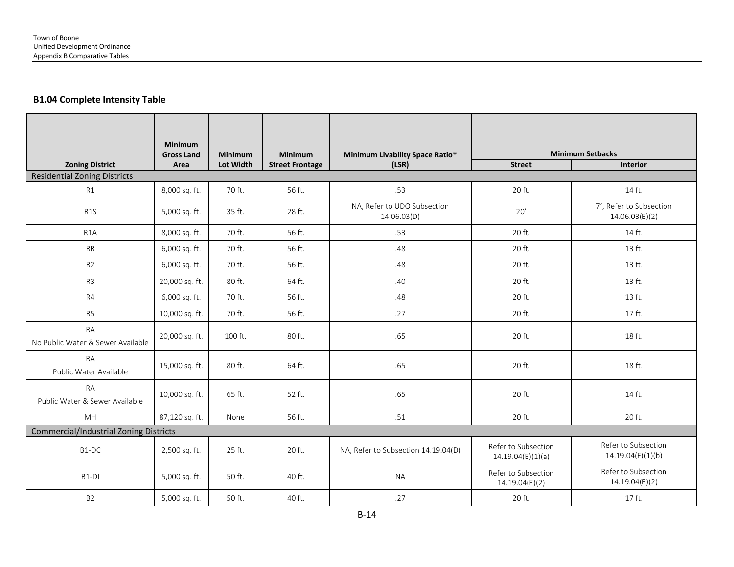## B1.04 Complete Intensity Table

| Zoning District | Minimum Gross Land Area | Minimum Lot Width | Minimum Street Frontage | Minimum Livability Space Ratio* (LSR) | Minimum Setbacks | |
|---|---|---|---|---|---|---|
| | | | | | Street | Interior |
| Residential Zoning Districts | | | | | | |
| R1 | 8,000 sq. ft. | 70 ft. | 56 ft. | .53 | 20 ft. | 14 ft. |
| R1S | 5,000 sq. ft. | 35 ft. | 28 ft. | NA, Refer to UDO Subsection 14.06.03(D) | 20′ | 7′, Refer to Subsection 14.06.03(E)(2) |
| R1A | 8,000 sq. ft. | 70 ft. | 56 ft. | .53 | 20 ft. | 14 ft. |
| RR | 6,000 sq. ft. | 70 ft. | 56 ft. | .48 | 20 ft. | 13 ft. |
| R2 | 6,000 sq. ft. | 70 ft. | 56 ft. | .48 | 20 ft. | 13 ft. |
| R3 | 20,000 sq. ft. | 80 ft. | 64 ft. | .40 | 20 ft. | 13 ft. |
| R4 | 6,000 sq. ft. | 70 ft. | 56 ft. | .48 | 20 ft. | 13 ft. |
| R5 | 10,000 sq. ft. | 70 ft. | 56 ft. | .27 | 20 ft. | 17 ft. |
| RA No Public Water & Sewer Available | 20,000 sq. ft. | 100 ft. | 80 ft. | .65 | 20 ft. | 18 ft. |
| RA Public Water Available | 15,000 sq. ft. | 80 ft. | 64 ft. | .65 | 20 ft. | 18 ft. |
| RA Public Water & Sewer Available | 10,000 sq. ft. | 65 ft. | 52 ft. | .65 | 20 ft. | 14 ft. |
| MH | 87,120 sq. ft. | None | 56 ft. | .51 | 20 ft. | 20 ft. |
| Commercial/Industrial Zoning Districts | | | | | | |
| B1-DC | 2,500 sq. ft. | 25 ft. | 20 ft. | NA, Refer to Subsection 14.19.04(D) | Refer to Subsection 14.19.04(E)(1)(a) | Refer to Subsection 14.19.04(E)(1)(b) |
| B1-DI | 5,000 sq. ft. | 50 ft. | 40 ft. | NA | Refer to Subsection 14.19.04(E)(2) | Refer to Subsection 14.19.04(E)(2) |
| B2 | 5,000 sq. ft. | 50 ft. | 40 ft. | .27 | 20 ft. | 17 ft. |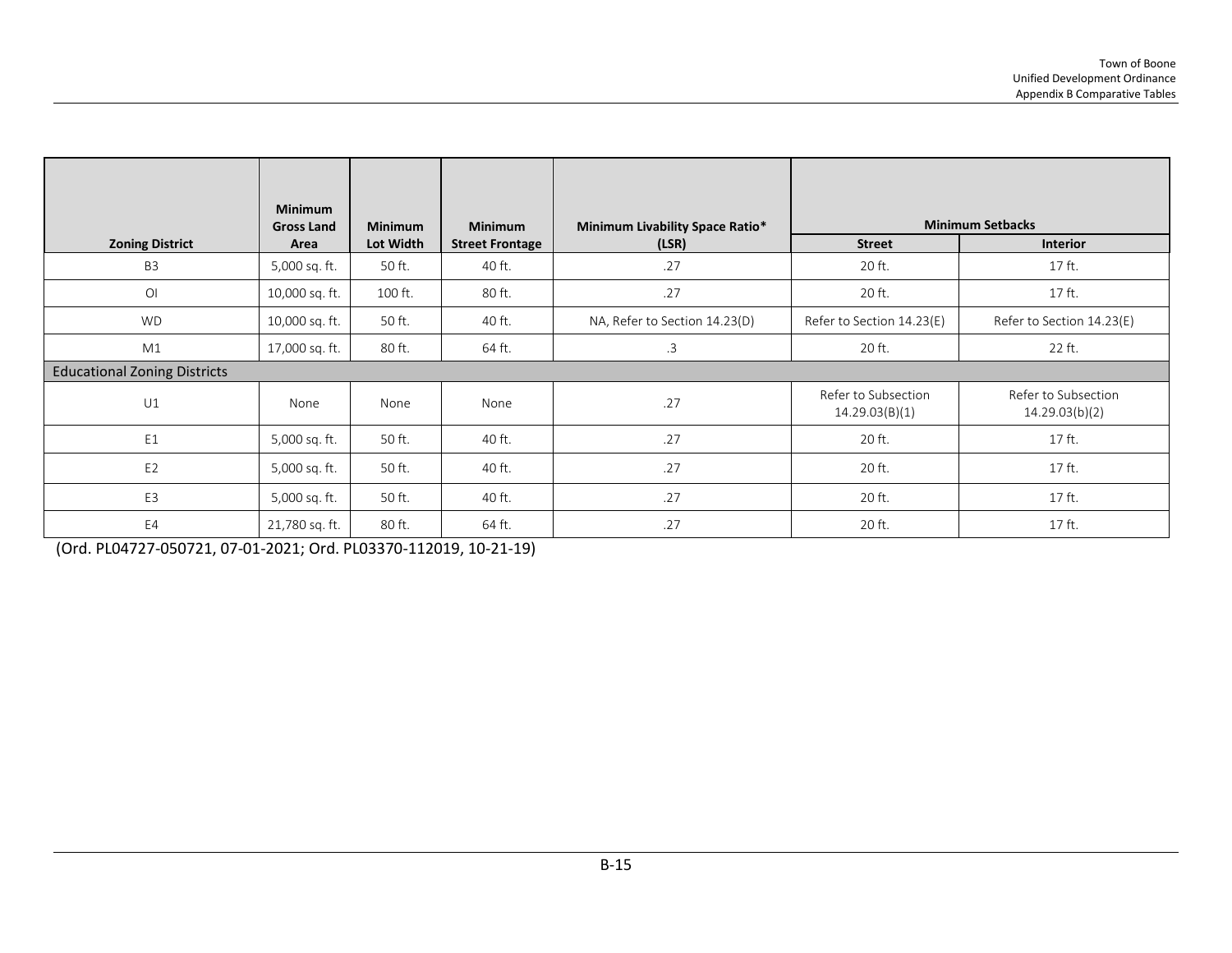| Zoning District | Minimum Gross Land Area | Minimum Lot Width | Minimum Street Frontage | Minimum Livability Space Ratio* (LSR) | Minimum Setbacks | |
|---|---|---|---|---|---|---|
| | | | | | Street | Interior |
| B3 | 5,000 sq. ft. | 50 ft. | 40 ft. | .27 | 20 ft. | 17 ft. |
| OI | 10,000 sq. ft. | 100 ft. | 80 ft. | .27 | 20 ft. | 17 ft. |
| WD | 10,000 sq. ft. | 50 ft. | 40 ft. | NA, Refer to Section 14.23(D) | Refer to Section 14.23(E) | Refer to Section 14.23(E) |
| M1 | 17,000 sq. ft. | 80 ft. | 64 ft. | .3 | 20 ft. | 22 ft. |
| Educational Zoning Districts | | | | | | |
| U1 | None | None | None | .27 | Refer to Subsection 14.29.03(B)(1) | Refer to Subsection 14.29.03(b)(2) |
| E1 | 5,000 sq. ft. | 50 ft. | 40 ft. | .27 | 20 ft. | 17 ft. |
| E2 | 5,000 sq. ft. | 50 ft. | 40 ft. | .27 | 20 ft. | 17 ft. |
| E3 | 5,000 sq. ft. | 50 ft. | 40 ft. | .27 | 20 ft. | 17 ft. |
| E4 | 21,780 sq. ft. | 80 ft. | 64 ft. | .27 | 20 ft. | 17 ft. |

(Ord. PL04727-050721, 07-01-2021; Ord. PL03370-112019, 10-21-19)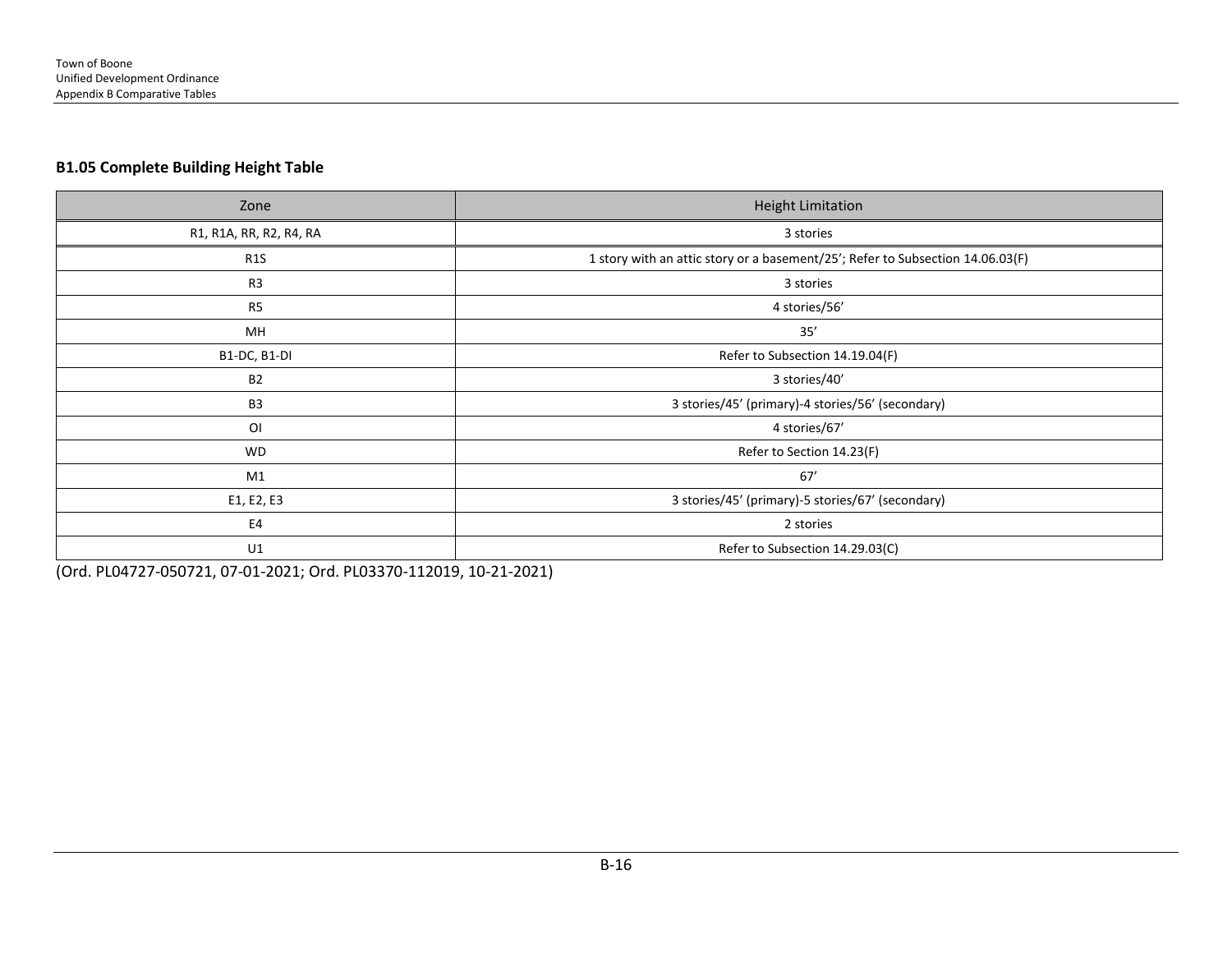### B1.05 Complete Building Height Table

| Zone | Height Limitation |
|---|---|
| R1, R1A, RR, R2, R4, RA | 3 stories |
| R1S | 1 story with an attic story or a basement/25'; Refer to Subsection 14.06.03(F) |
| R3 | 3 stories |
| R5 | 4 stories/56' |
| MH | 35' |
| B1-DC, B1-DI | Refer to Subsection 14.19.04(F) |
| B2 | 3 stories/40' |
| B3 | 3 stories/45' (primary)-4 stories/56' (secondary) |
| OI | 4 stories/67' |
| WD | Refer to Section 14.23(F) |
| M1 | 67' |
| E1, E2, E3 | 3 stories/45' (primary)-5 stories/67' (secondary) |
| E4 | 2 stories |
| U1 | Refer to Subsection 14.29.03(C) |

(Ord. PL04727-050721, 07-01-2021; Ord. PL03370-112019, 10-21-2021)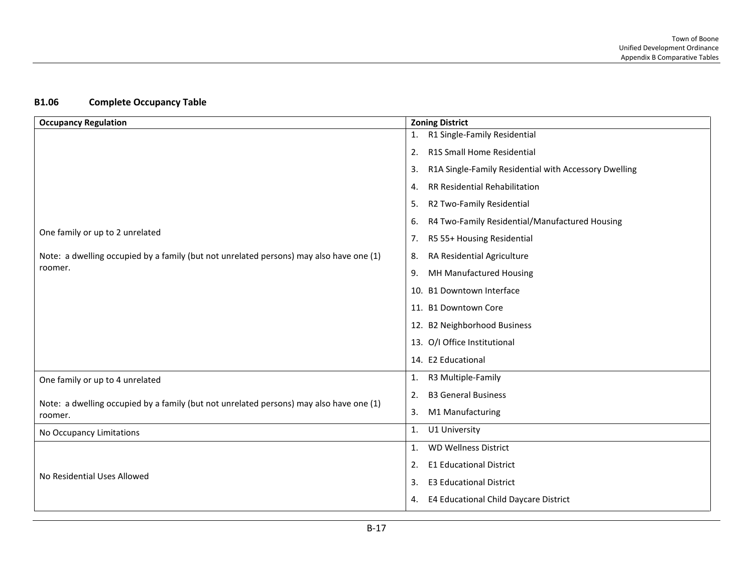## B1.06 Complete Occupancy Table

| Occupancy Regulation | Zoning District |
|---|---|
| One family or up to 2 unrelated<br><br>Note: a dwelling occupied by a family (but not unrelated persons) may also have one (1) roomer. | 1. R1 Single-Family Residential<br>2. R1S Small Home Residential<br>3. R1A Single-Family Residential with Accessory Dwelling<br>4. RR Residential Rehabilitation<br>5. R2 Two-Family Residential<br>6. R4 Two-Family Residential/Manufactured Housing<br>7. R5 55+ Housing Residential<br>8. RA Residential Agriculture<br>9. MH Manufactured Housing<br>10. B1 Downtown Interface<br>11. B1 Downtown Core<br>12. B2 Neighborhood Business<br>13. O/I Office Institutional<br>14. E2 Educational |
| One family or up to 4 unrelated<br><br>Note: a dwelling occupied by a family (but not unrelated persons) may also have one (1) roomer. | 1. R3 Multiple-Family<br>2. B3 General Business<br>3. M1 Manufacturing |
| No Occupancy Limitations | 1. U1 University |
| No Residential Uses Allowed | 1. WD Wellness District<br>2. E1 Educational District<br>3. E3 Educational District<br>4. E4 Educational Child Daycare District |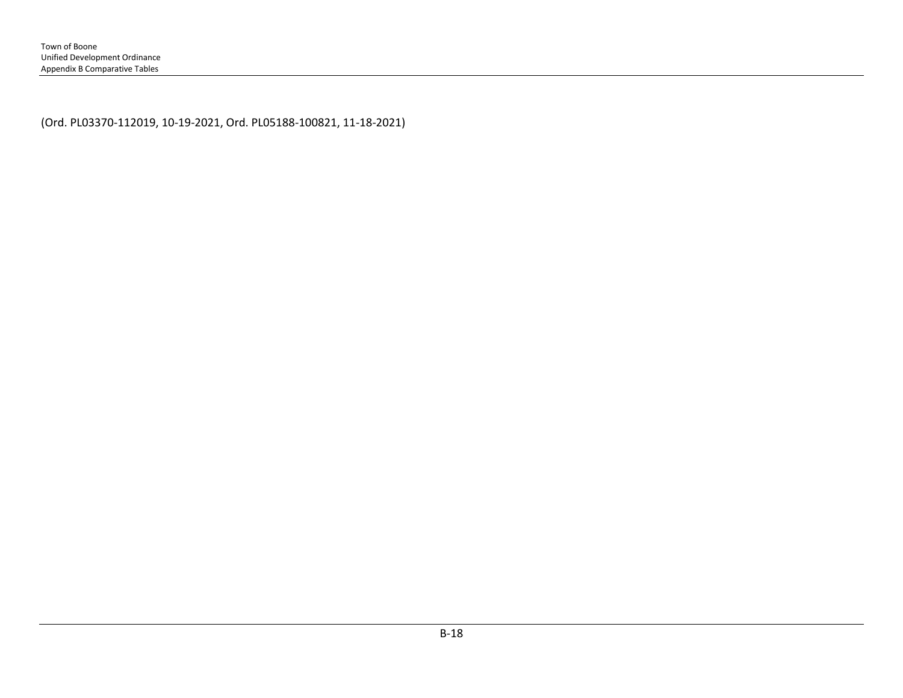(Ord. PL03370-112019, 10-19-2021, Ord. PL05188-100821, 11-18-2021)